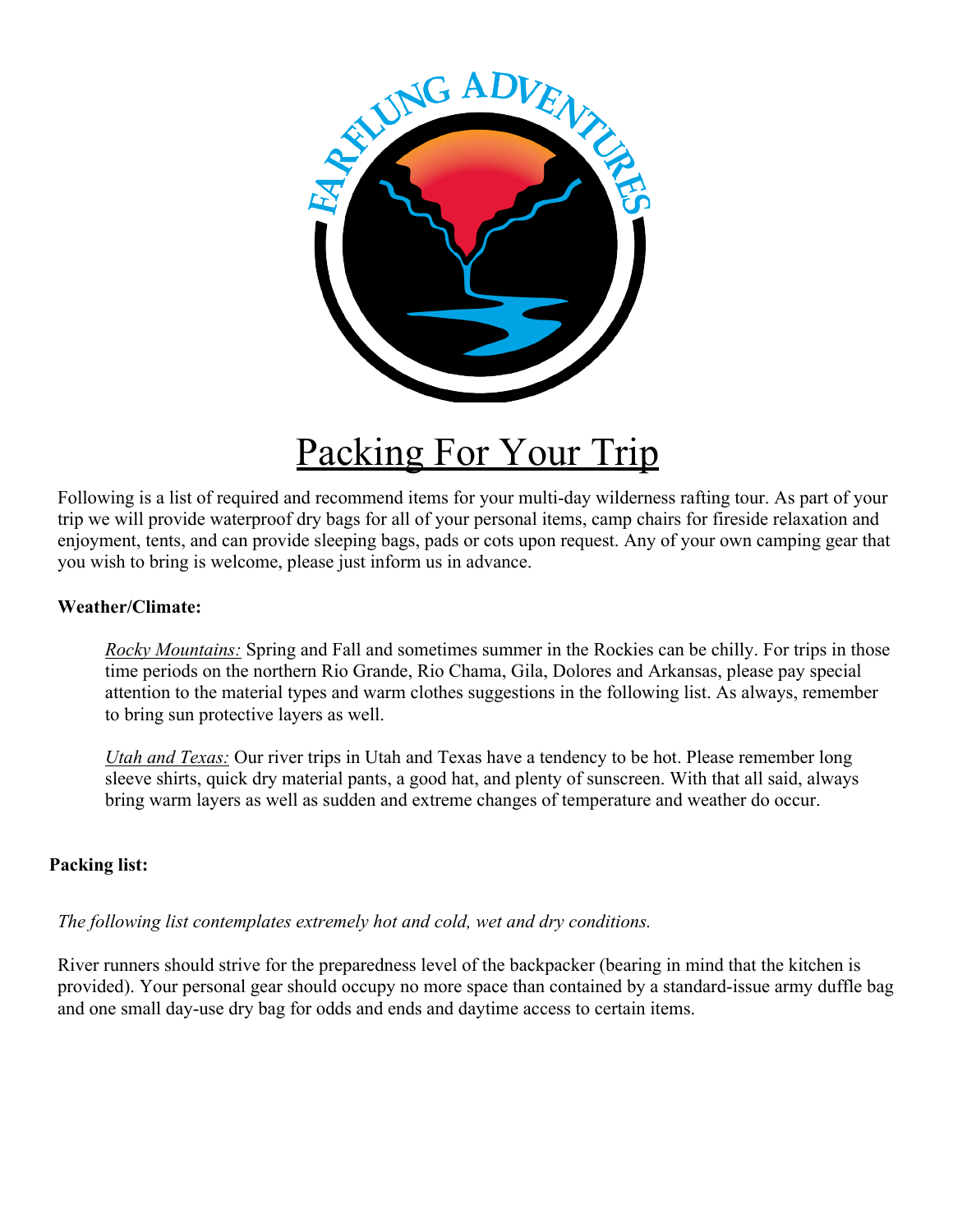# Packing For Your Trip

Following is a list of required and recommend items for your multi-day wilderness rafting tour. As part of your trip we will provide waterproof dry bags for all of your personal items, camp chairs for fireside relaxation and enjoyment, tents, and can provide sleeping bags, pads or cots upon request. Any of your own camping gear that you wish to bring is welcome, please just inform us in advance.

**Weather/Climate:**

*Rocky Mountains:* Spring and Fall and sometimes summer in the Rockies can be chilly. For trips in those time periods on the northern Rio Grande, Rio Chama, Gila, Dolores and Arkansas, please pay special attention to the material types and warm clothes suggestions in the following list. As always, remember to bring sun protective layers as well.

*Utah and Texas:* Our river trips in Utah and Texas have a tendency to be hot. Please remember long sleeve shirts, quick dry material pants, a good hat, and plenty of sunscreen. With that all said, always bring warm layers as well as sudden and extreme changes of temperature and weather do occur.

**Packing list:**

*The following list contemplates extremely hot and cold, wet and dry conditions.*

River runners should strive for the preparedness level of the backpacker (bearing in mind that the kitchen is provided). Your personal gear should occupy no more space than contained by a standard-issue army duffle bag and one small day-use dry bag for odds and ends and daytime access to certain items.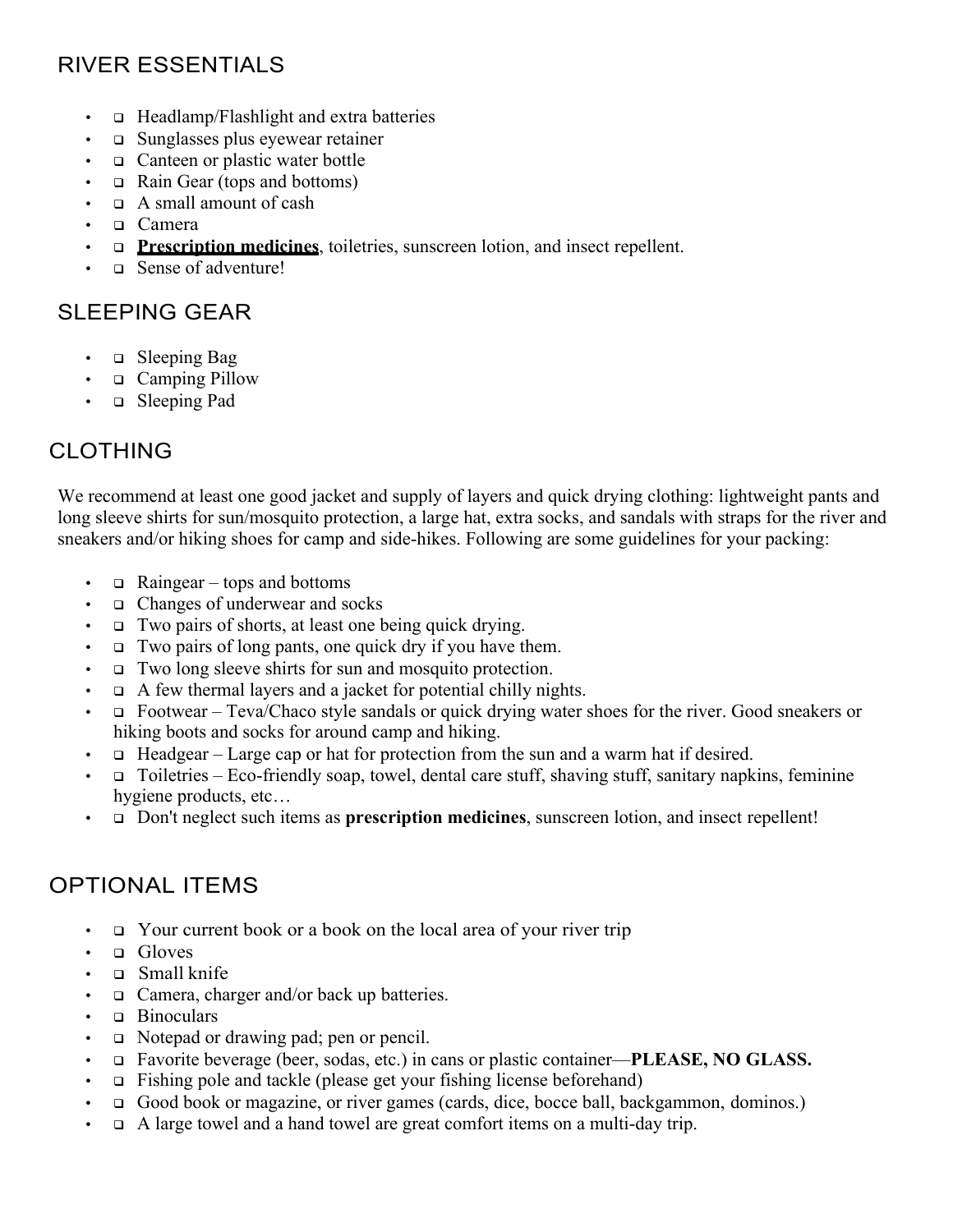## RIVER ESSENTIALS

- Headlamp/Flashlight and extra batteries
- Sunglasses plus eyewear retainer
- Canteen or plastic water bottle
- Rain Gear (tops and bottoms)
- A small amount of cash
- Camera
- **Prescription medicines**, toiletries, sunscreen lotion, and insect repellent.
- Sense of adventure!

## SLEEPING GEAR

- Sleeping Bag
- Camping Pillow
- Sleeping Pad

## CLOTHING

We recommend at least one good jacket and supply of layers and quick drying clothing: lightweight pants and long sleeve shirts for sun/mosquito protection, a large hat, extra socks, and sandals with straps for the river and sneakers and/or hiking shoes for camp and side-hikes. Following are some guidelines for your packing:

- Raingear – tops and bottoms
- Changes of underwear and socks
- Two pairs of shorts, at least one being quick drying.
- Two pairs of long pants, one quick dry if you have them.
- Two long sleeve shirts for sun and mosquito protection.
- A few thermal layers and a jacket for potential chilly nights.
- Footwear – Teva/Chaco style sandals or quick drying water shoes for the river. Good sneakers or hiking boots and socks for around camp and hiking.
- Headgear – Large cap or hat for protection from the sun and a warm hat if desired.
- Toiletries – Eco-friendly soap, towel, dental care stuff, shaving stuff, sanitary napkins, feminine hygiene products, etc…
- Don't neglect such items as **prescription medicines**, sunscreen lotion, and insect repellent!

## OPTIONAL ITEMS

- Your current book or a book on the local area of your river trip
- Gloves
- Small knife
- Camera, charger and/or back up batteries.
- Binoculars
- Notepad or drawing pad; pen or pencil.
- Favorite beverage (beer, sodas, etc.) in cans or plastic container—**PLEASE, NO GLASS.**
- Fishing pole and tackle (please get your fishing license beforehand)
- Good book or magazine, or river games (cards, dice, bocce ball, backgammon, dominos.)
- A large towel and a hand towel are great comfort items on a multi-day trip.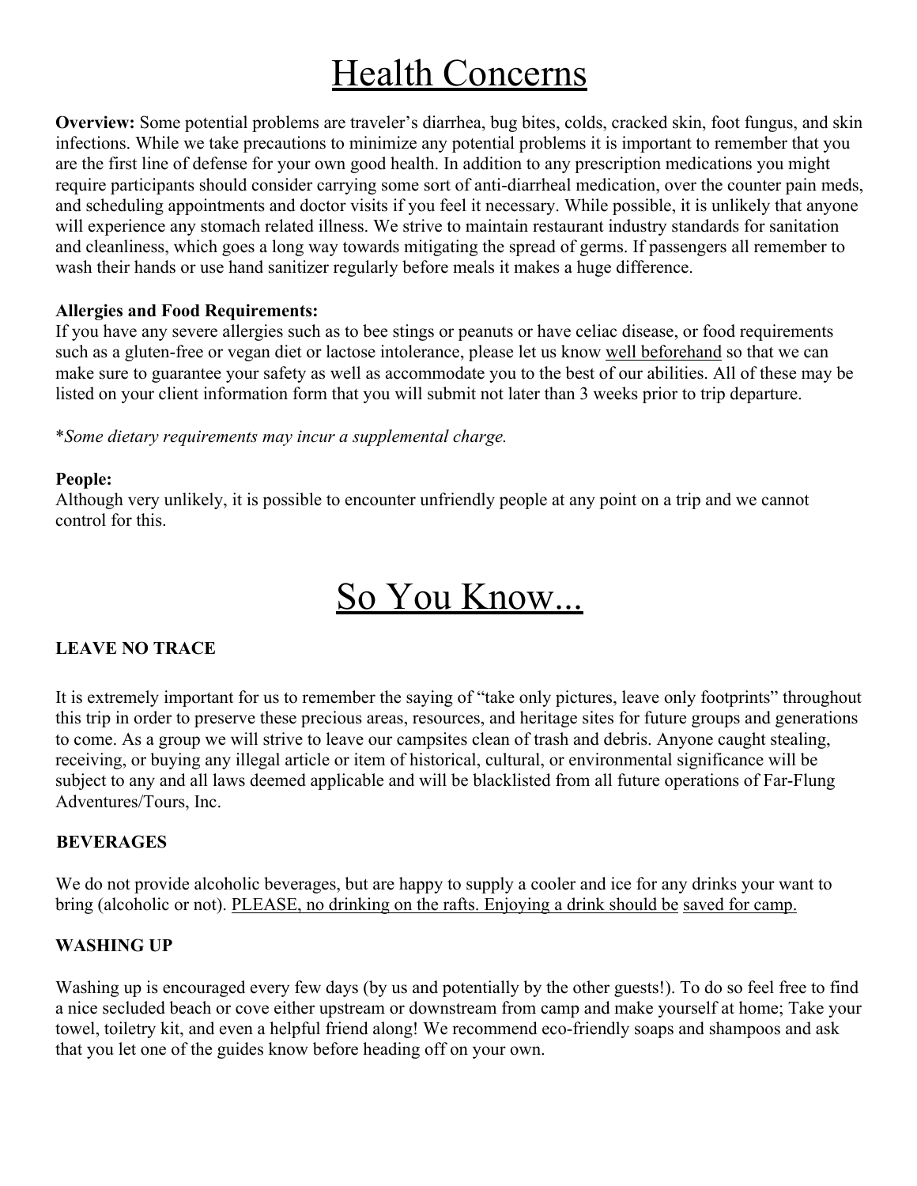# Health Concerns

**Overview:** Some potential problems are traveler's diarrhea, bug bites, colds, cracked skin, foot fungus, and skin infections. While we take precautions to minimize any potential problems it is important to remember that you are the first line of defense for your own good health. In addition to any prescription medications you might require participants should consider carrying some sort of anti-diarrheal medication, over the counter pain meds, and scheduling appointments and doctor visits if you feel it necessary. While possible, it is unlikely that anyone will experience any stomach related illness. We strive to maintain restaurant industry standards for sanitation and cleanliness, which goes a long way towards mitigating the spread of germs. If passengers all remember to wash their hands or use hand sanitizer regularly before meals it makes a huge difference.

**Allergies and Food Requirements:**
If you have any severe allergies such as to bee stings or peanuts or have celiac disease, or food requirements such as a gluten-free or vegan diet or lactose intolerance, please let us know well beforehand so that we can make sure to guarantee your safety as well as accommodate you to the best of our abilities. All of these may be listed on your client information form that you will submit not later than 3 weeks prior to trip departure.

**Some dietary requirements may incur a supplemental charge.*

**People:**
Although very unlikely, it is possible to encounter unfriendly people at any point on a trip and we cannot control for this.

# So You Know...

**LEAVE NO TRACE**

It is extremely important for us to remember the saying of "take only pictures, leave only footprints" throughout this trip in order to preserve these precious areas, resources, and heritage sites for future groups and generations to come. As a group we will strive to leave our campsites clean of trash and debris. Anyone caught stealing, receiving, or buying any illegal article or item of historical, cultural, or environmental significance will be subject to any and all laws deemed applicable and will be blacklisted from all future operations of Far-Flung Adventures/Tours, Inc.

**BEVERAGES**

We do not provide alcoholic beverages, but are happy to supply a cooler and ice for any drinks your want to bring (alcoholic or not). PLEASE, no drinking on the rafts. Enjoying a drink should be saved for camp.

**WASHING UP**

Washing up is encouraged every few days (by us and potentially by the other guests!). To do so feel free to find a nice secluded beach or cove either upstream or downstream from camp and make yourself at home; Take your towel, toiletry kit, and even a helpful friend along! We recommend eco-friendly soaps and shampoos and ask that you let one of the guides know before heading off on your own.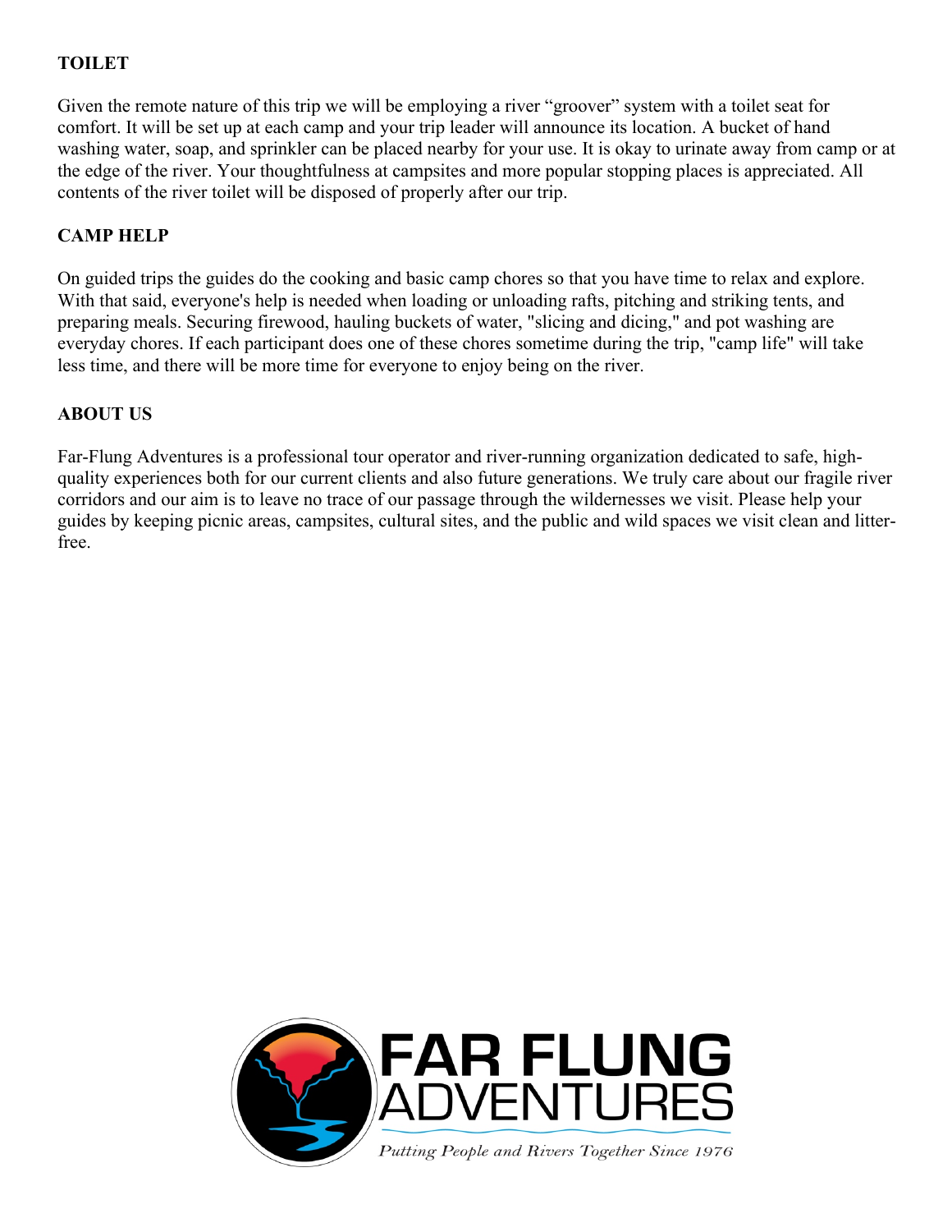## TOILET

Given the remote nature of this trip we will be employing a river "groover" system with a toilet seat for comfort. It will be set up at each camp and your trip leader will announce its location. A bucket of hand washing water, soap, and sprinkler can be placed nearby for your use. It is okay to urinate away from camp or at the edge of the river. Your thoughtfulness at campsites and more popular stopping places is appreciated. All contents of the river toilet will be disposed of properly after our trip.

## CAMP HELP

On guided trips the guides do the cooking and basic camp chores so that you have time to relax and explore. With that said, everyone's help is needed when loading or unloading rafts, pitching and striking tents, and preparing meals. Securing firewood, hauling buckets of water, "slicing and dicing," and pot washing are everyday chores. If each participant does one of these chores sometime during the trip, "camp life" will take less time, and there will be more time for everyone to enjoy being on the river.

## ABOUT US

Far-Flung Adventures is a professional tour operator and river-running organization dedicated to safe, high-quality experiences both for our current clients and also future generations. We truly care about our fragile river corridors and our aim is to leave no trace of our passage through the wildernesses we visit. Please help your guides by keeping picnic areas, campsites, cultural sites, and the public and wild spaces we visit clean and litter-free.

FAR FLUNG ADVENTURES

*Putting People and Rivers Together Since 1976*